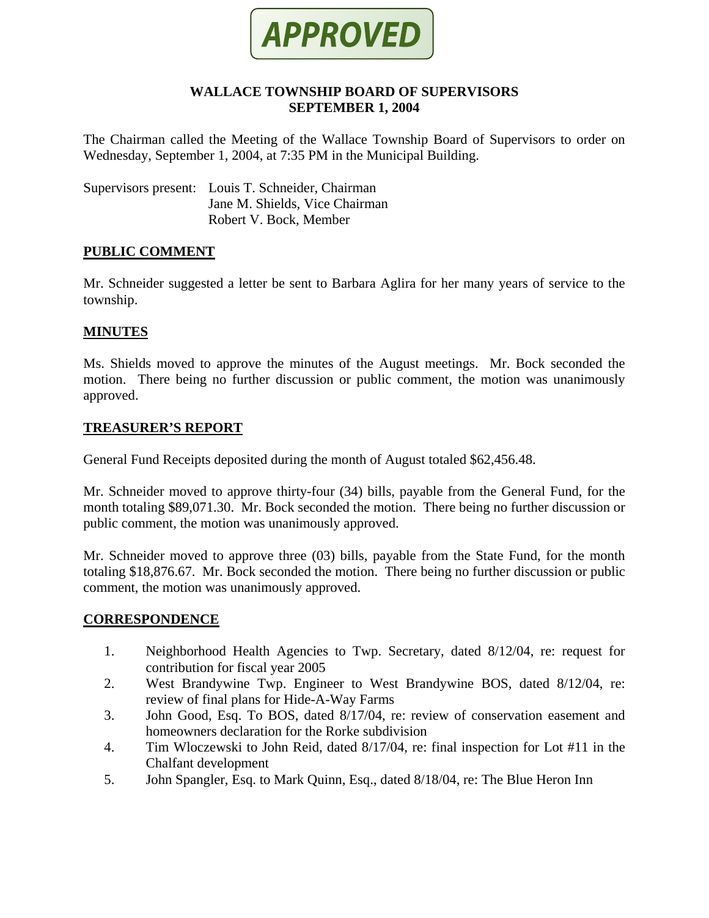**APPROVED**

# WALLACE TOWNSHIP BOARD OF SUPERVISORS
## SEPTEMBER 1, 2004

The Chairman called the Meeting of the Wallace Township Board of Supervisors to order on Wednesday, September 1, 2004, at 7:35 PM in the Municipal Building.

Supervisors present: Louis T. Schneider, Chairman
Jane M. Shields, Vice Chairman
Robert V. Bock, Member

### PUBLIC COMMENT

Mr. Schneider suggested a letter be sent to Barbara Aglira for her many years of service to the township.

### MINUTES

Ms. Shields moved to approve the minutes of the August meetings. Mr. Bock seconded the motion. There being no further discussion or public comment, the motion was unanimously approved.

### TREASURER'S REPORT

General Fund Receipts deposited during the month of August totaled $62,456.48.

Mr. Schneider moved to approve thirty-four (34) bills, payable from the General Fund, for the month totaling $89,071.30. Mr. Bock seconded the motion. There being no further discussion or public comment, the motion was unanimously approved.

Mr. Schneider moved to approve three (03) bills, payable from the State Fund, for the month totaling $18,876.67. Mr. Bock seconded the motion. There being no further discussion or public comment, the motion was unanimously approved.

### CORRESPONDENCE

1. Neighborhood Health Agencies to Twp. Secretary, dated 8/12/04, re: request for contribution for fiscal year 2005
2. West Brandywine Twp. Engineer to West Brandywine BOS, dated 8/12/04, re: review of final plans for Hide-A-Way Farms
3. John Good, Esq. To BOS, dated 8/17/04, re: review of conservation easement and homeowners declaration for the Rorke subdivision
4. Tim Wloczewski to John Reid, dated 8/17/04, re: final inspection for Lot #11 in the Chalfant development
5. John Spangler, Esq. to Mark Quinn, Esq., dated 8/18/04, re: The Blue Heron Inn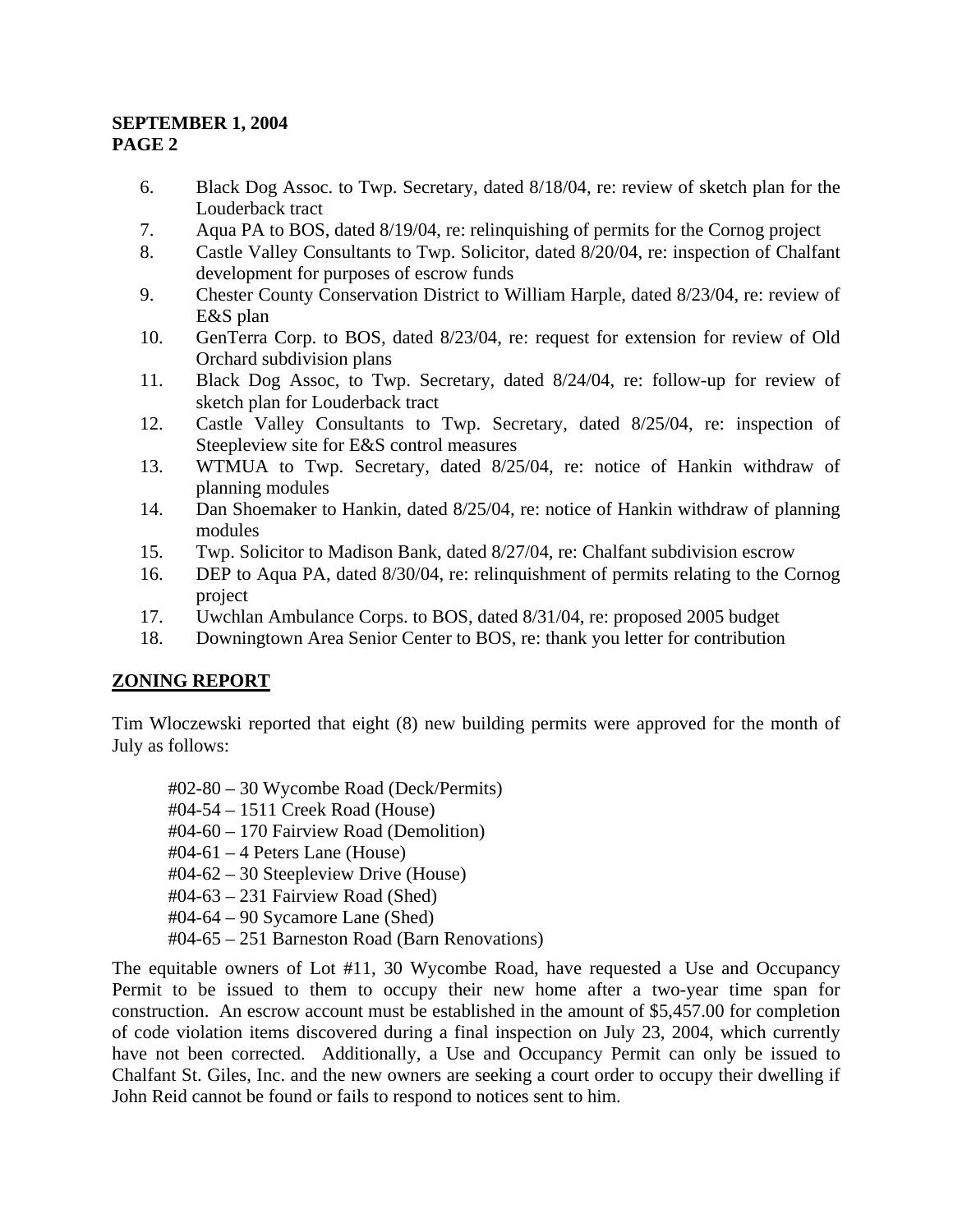6. Black Dog Assoc. to Twp. Secretary, dated 8/18/04, re: review of sketch plan for the Louderback tract
7. Aqua PA to BOS, dated 8/19/04, re: relinquishing of permits for the Cornog project
8. Castle Valley Consultants to Twp. Solicitor, dated 8/20/04, re: inspection of Chalfant development for purposes of escrow funds
9. Chester County Conservation District to William Harple, dated 8/23/04, re: review of E&S plan
10. GenTerra Corp. to BOS, dated 8/23/04, re: request for extension for review of Old Orchard subdivision plans
11. Black Dog Assoc, to Twp. Secretary, dated 8/24/04, re: follow-up for review of sketch plan for Louderback tract
12. Castle Valley Consultants to Twp. Secretary, dated 8/25/04, re: inspection of Steepleview site for E&S control measures
13. WTMUA to Twp. Secretary, dated 8/25/04, re: notice of Hankin withdraw of planning modules
14. Dan Shoemaker to Hankin, dated 8/25/04, re: notice of Hankin withdraw of planning modules
15. Twp. Solicitor to Madison Bank, dated 8/27/04, re: Chalfant subdivision escrow
16. DEP to Aqua PA, dated 8/30/04, re: relinquishment of permits relating to the Cornog project
17. Uwchlan Ambulance Corps. to BOS, dated 8/31/04, re: proposed 2005 budget
18. Downingtown Area Senior Center to BOS, re: thank you letter for contribution

## ZONING REPORT

Tim Wloczewski reported that eight (8) new building permits were approved for the month of July as follows:

#02-80 – 30 Wycombe Road (Deck/Permits)
#04-54 – 1511 Creek Road (House)
#04-60 – 170 Fairview Road (Demolition)
#04-61 – 4 Peters Lane (House)
#04-62 – 30 Steepleview Drive (House)
#04-63 – 231 Fairview Road (Shed)
#04-64 – 90 Sycamore Lane (Shed)
#04-65 – 251 Barneston Road (Barn Renovations)

The equitable owners of Lot #11, 30 Wycombe Road, have requested a Use and Occupancy Permit to be issued to them to occupy their new home after a two-year time span for construction. An escrow account must be established in the amount of $5,457.00 for completion of code violation items discovered during a final inspection on July 23, 2004, which currently have not been corrected. Additionally, a Use and Occupancy Permit can only be issued to Chalfant St. Giles, Inc. and the new owners are seeking a court order to occupy their dwelling if John Reid cannot be found or fails to respond to notices sent to him.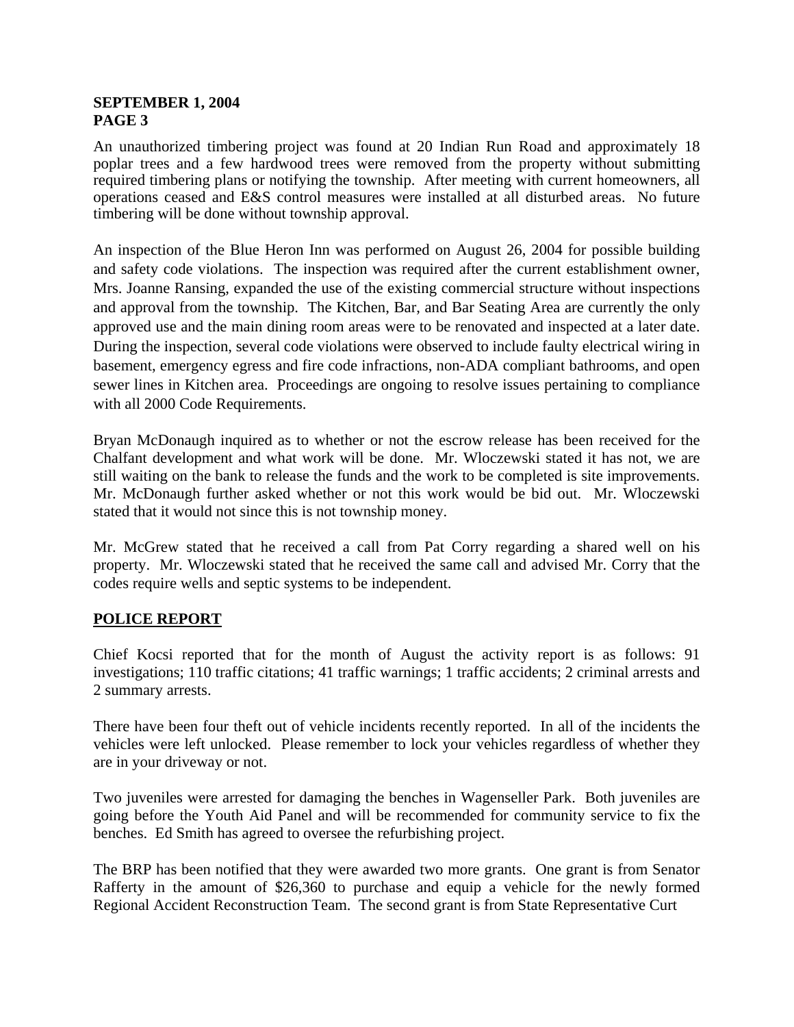An unauthorized timbering project was found at 20 Indian Run Road and approximately 18 poplar trees and a few hardwood trees were removed from the property without submitting required timbering plans or notifying the township. After meeting with current homeowners, all operations ceased and E&S control measures were installed at all disturbed areas. No future timbering will be done without township approval.

An inspection of the Blue Heron Inn was performed on August 26, 2004 for possible building and safety code violations. The inspection was required after the current establishment owner, Mrs. Joanne Ransing, expanded the use of the existing commercial structure without inspections and approval from the township. The Kitchen, Bar, and Bar Seating Area are currently the only approved use and the main dining room areas were to be renovated and inspected at a later date. During the inspection, several code violations were observed to include faulty electrical wiring in basement, emergency egress and fire code infractions, non-ADA compliant bathrooms, and open sewer lines in Kitchen area. Proceedings are ongoing to resolve issues pertaining to compliance with all 2000 Code Requirements.

Bryan McDonaugh inquired as to whether or not the escrow release has been received for the Chalfant development and what work will be done. Mr. Wloczewski stated it has not, we are still waiting on the bank to release the funds and the work to be completed is site improvements. Mr. McDonaugh further asked whether or not this work would be bid out. Mr. Wloczewski stated that it would not since this is not township money.

Mr. McGrew stated that he received a call from Pat Corry regarding a shared well on his property. Mr. Wloczewski stated that he received the same call and advised Mr. Corry that the codes require wells and septic systems to be independent.

## POLICE REPORT

Chief Kocsi reported that for the month of August the activity report is as follows: 91 investigations; 110 traffic citations; 41 traffic warnings; 1 traffic accidents; 2 criminal arrests and 2 summary arrests.

There have been four theft out of vehicle incidents recently reported. In all of the incidents the vehicles were left unlocked. Please remember to lock your vehicles regardless of whether they are in your driveway or not.

Two juveniles were arrested for damaging the benches in Wagenseller Park. Both juveniles are going before the Youth Aid Panel and will be recommended for community service to fix the benches. Ed Smith has agreed to oversee the refurbishing project.

The BRP has been notified that they were awarded two more grants. One grant is from Senator Rafferty in the amount of $26,360 to purchase and equip a vehicle for the newly formed Regional Accident Reconstruction Team. The second grant is from State Representative Curt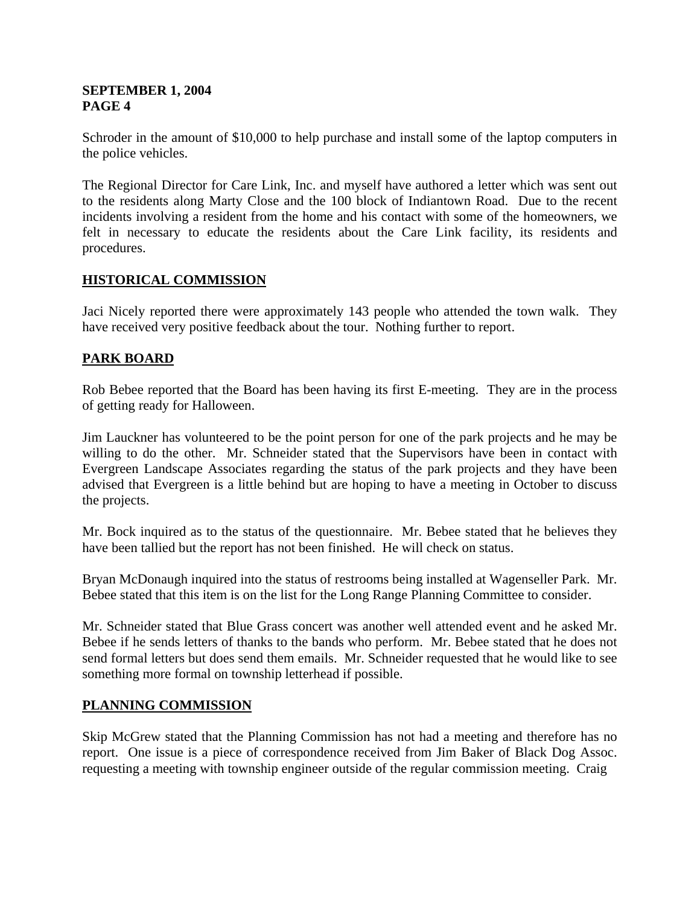Schroder in the amount of $10,000 to help purchase and install some of the laptop computers in the police vehicles.

The Regional Director for Care Link, Inc. and myself have authored a letter which was sent out to the residents along Marty Close and the 100 block of Indiantown Road. Due to the recent incidents involving a resident from the home and his contact with some of the homeowners, we felt in necessary to educate the residents about the Care Link facility, its residents and procedures.

## HISTORICAL COMMISSION

Jaci Nicely reported there were approximately 143 people who attended the town walk. They have received very positive feedback about the tour. Nothing further to report.

## PARK BOARD

Rob Bebee reported that the Board has been having its first E-meeting. They are in the process of getting ready for Halloween.

Jim Lauckner has volunteered to be the point person for one of the park projects and he may be willing to do the other. Mr. Schneider stated that the Supervisors have been in contact with Evergreen Landscape Associates regarding the status of the park projects and they have been advised that Evergreen is a little behind but are hoping to have a meeting in October to discuss the projects.

Mr. Bock inquired as to the status of the questionnaire. Mr. Bebee stated that he believes they have been tallied but the report has not been finished. He will check on status.

Bryan McDonaugh inquired into the status of restrooms being installed at Wagenseller Park. Mr. Bebee stated that this item is on the list for the Long Range Planning Committee to consider.

Mr. Schneider stated that Blue Grass concert was another well attended event and he asked Mr. Bebee if he sends letters of thanks to the bands who perform. Mr. Bebee stated that he does not send formal letters but does send them emails. Mr. Schneider requested that he would like to see something more formal on township letterhead if possible.

## PLANNING COMMISSION

Skip McGrew stated that the Planning Commission has not had a meeting and therefore has no report. One issue is a piece of correspondence received from Jim Baker of Black Dog Assoc. requesting a meeting with township engineer outside of the regular commission meeting. Craig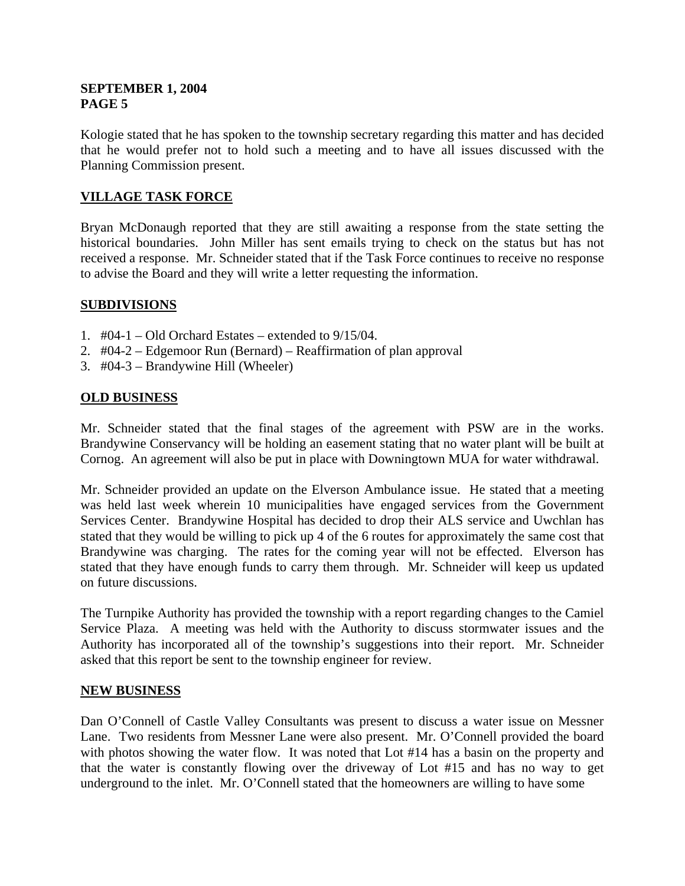Kologie stated that he has spoken to the township secretary regarding this matter and has decided that he would prefer not to hold such a meeting and to have all issues discussed with the Planning Commission present.

## VILLAGE TASK FORCE

Bryan McDonaugh reported that they are still awaiting a response from the state setting the historical boundaries. John Miller has sent emails trying to check on the status but has not received a response. Mr. Schneider stated that if the Task Force continues to receive no response to advise the Board and they will write a letter requesting the information.

## SUBDIVISIONS

1. #04-1 – Old Orchard Estates – extended to 9/15/04.
2. #04-2 – Edgemoor Run (Bernard) – Reaffirmation of plan approval
3. #04-3 – Brandywine Hill (Wheeler)

## OLD BUSINESS

Mr. Schneider stated that the final stages of the agreement with PSW are in the works. Brandywine Conservancy will be holding an easement stating that no water plant will be built at Cornog. An agreement will also be put in place with Downingtown MUA for water withdrawal.

Mr. Schneider provided an update on the Elverson Ambulance issue. He stated that a meeting was held last week wherein 10 municipalities have engaged services from the Government Services Center. Brandywine Hospital has decided to drop their ALS service and Uwchlan has stated that they would be willing to pick up 4 of the 6 routes for approximately the same cost that Brandywine was charging. The rates for the coming year will not be effected. Elverson has stated that they have enough funds to carry them through. Mr. Schneider will keep us updated on future discussions.

The Turnpike Authority has provided the township with a report regarding changes to the Camiel Service Plaza. A meeting was held with the Authority to discuss stormwater issues and the Authority has incorporated all of the township's suggestions into their report. Mr. Schneider asked that this report be sent to the township engineer for review.

## NEW BUSINESS

Dan O'Connell of Castle Valley Consultants was present to discuss a water issue on Messner Lane. Two residents from Messner Lane were also present. Mr. O'Connell provided the board with photos showing the water flow. It was noted that Lot #14 has a basin on the property and that the water is constantly flowing over the driveway of Lot #15 and has no way to get underground to the inlet. Mr. O'Connell stated that the homeowners are willing to have some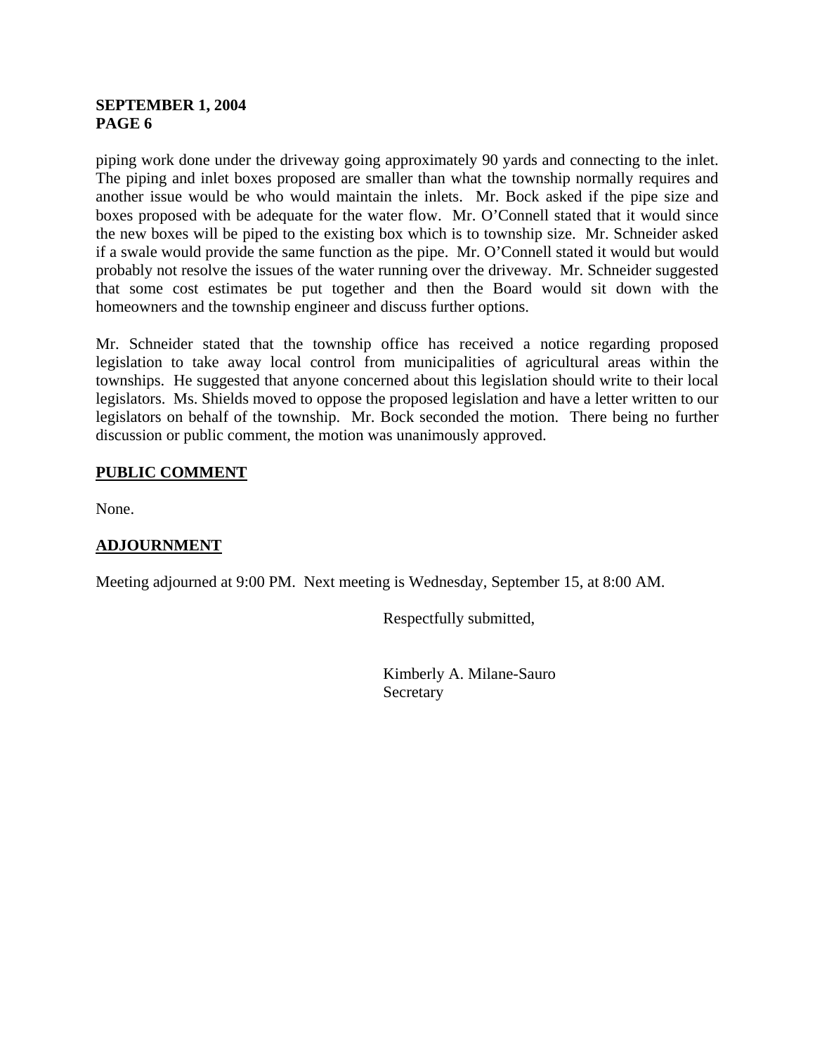piping work done under the driveway going approximately 90 yards and connecting to the inlet. The piping and inlet boxes proposed are smaller than what the township normally requires and another issue would be who would maintain the inlets. Mr. Bock asked if the pipe size and boxes proposed with be adequate for the water flow. Mr. O'Connell stated that it would since the new boxes will be piped to the existing box which is to township size. Mr. Schneider asked if a swale would provide the same function as the pipe. Mr. O'Connell stated it would but would probably not resolve the issues of the water running over the driveway. Mr. Schneider suggested that some cost estimates be put together and then the Board would sit down with the homeowners and the township engineer and discuss further options.

Mr. Schneider stated that the township office has received a notice regarding proposed legislation to take away local control from municipalities of agricultural areas within the townships. He suggested that anyone concerned about this legislation should write to their local legislators. Ms. Shields moved to oppose the proposed legislation and have a letter written to our legislators on behalf of the township. Mr. Bock seconded the motion. There being no further discussion or public comment, the motion was unanimously approved.

**PUBLIC COMMENT**

None.

**ADJOURNMENT**

Meeting adjourned at 9:00 PM. Next meeting is Wednesday, September 15, at 8:00 AM.

Respectfully submitted,

Kimberly A. Milane-Sauro
Secretary